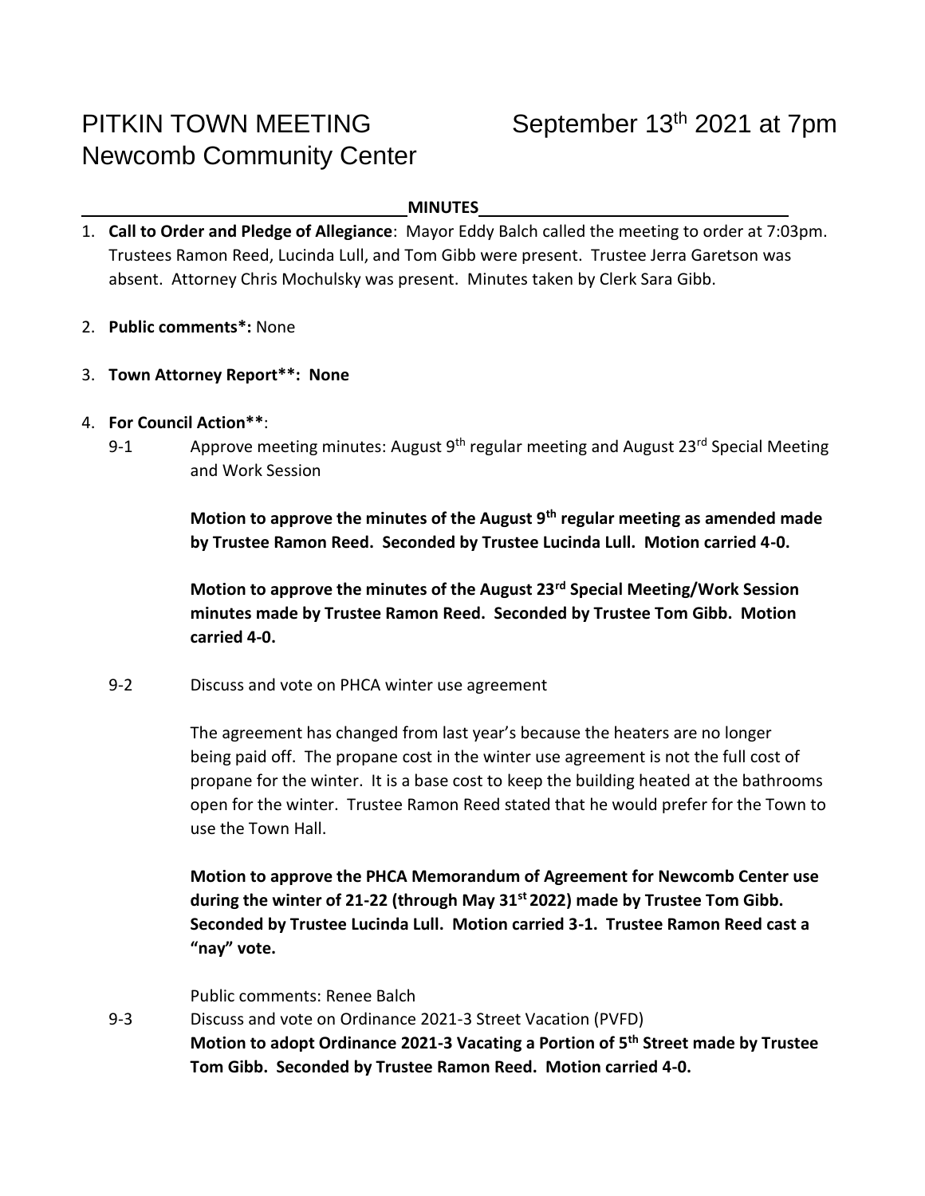# PITKIN TOWN MEETING — September 13th 2021 at 7pm
# Newcomb Community Center

**MINUTES**

1. **Call to Order and Pledge of Allegiance**: Mayor Eddy Balch called the meeting to order at 7:03pm. Trustees Ramon Reed, Lucinda Lull, and Tom Gibb were present. Trustee Jerra Garetson was absent. Attorney Chris Mochulsky was present. Minutes taken by Clerk Sara Gibb.

2. **Public comments*:** None

3. **Town Attorney Report**: None**

4. **For Council Action****:

   9-1 Approve meeting minutes: August 9th regular meeting and August 23rd Special Meeting and Work Session

   **Motion to approve the minutes of the August 9th regular meeting as amended made by Trustee Ramon Reed. Seconded by Trustee Lucinda Lull. Motion carried 4-0.**

   **Motion to approve the minutes of the August 23rd Special Meeting/Work Session minutes made by Trustee Ramon Reed. Seconded by Trustee Tom Gibb. Motion carried 4-0.**

   9-2 Discuss and vote on PHCA winter use agreement

   The agreement has changed from last year's because the heaters are no longer being paid off. The propane cost in the winter use agreement is not the full cost of propane for the winter. It is a base cost to keep the building heated at the bathrooms open for the winter. Trustee Ramon Reed stated that he would prefer for the Town to use the Town Hall.

   **Motion to approve the PHCA Memorandum of Agreement for Newcomb Center use during the winter of 21-22 (through May 31st 2022) made by Trustee Tom Gibb. Seconded by Trustee Lucinda Lull. Motion carried 3-1. Trustee Ramon Reed cast a "nay" vote.**

   Public comments: Renee Balch

   9-3 Discuss and vote on Ordinance 2021-3 Street Vacation (PVFD)

   **Motion to adopt Ordinance 2021-3 Vacating a Portion of 5th Street made by Trustee Tom Gibb. Seconded by Trustee Ramon Reed. Motion carried 4-0.**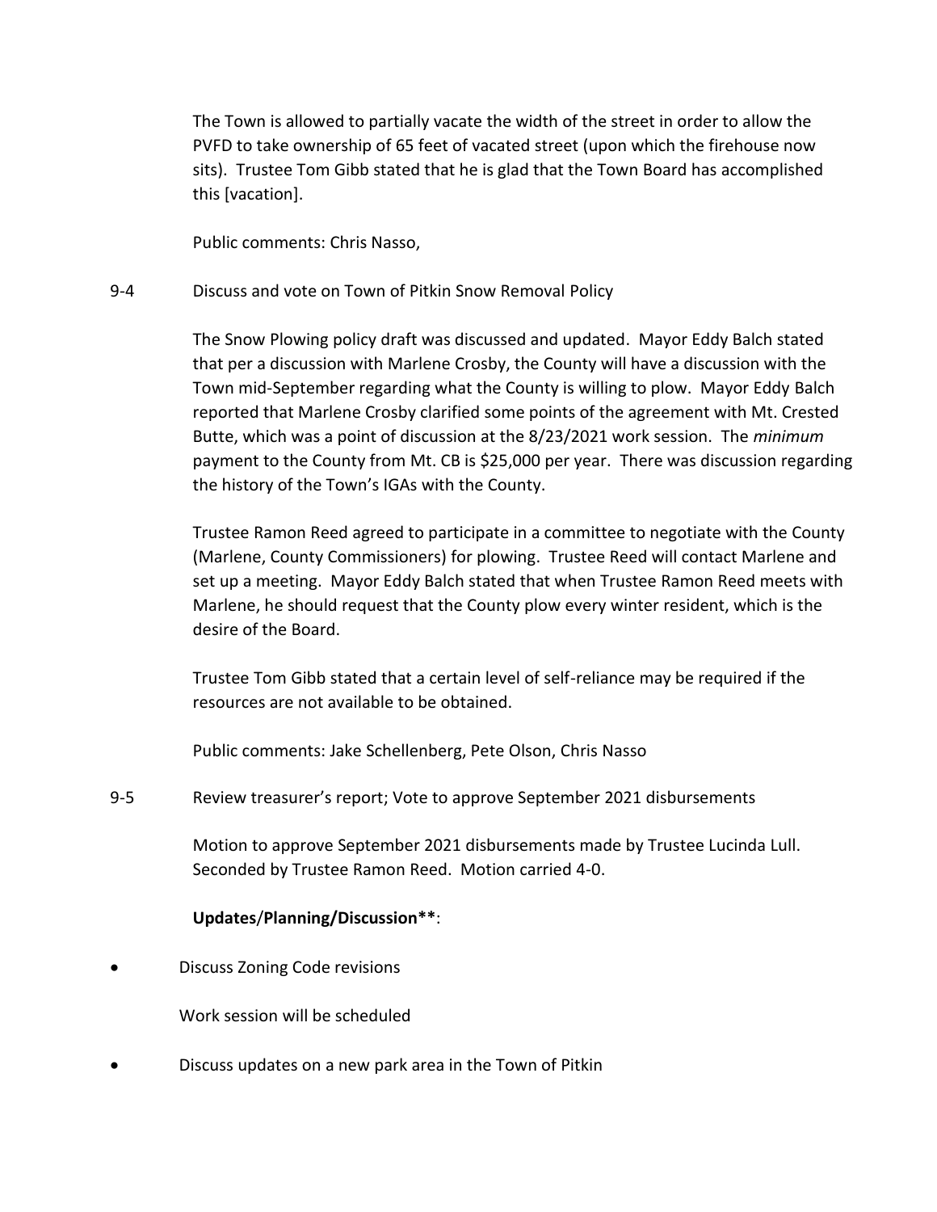The Town is allowed to partially vacate the width of the street in order to allow the PVFD to take ownership of 65 feet of vacated street (upon which the firehouse now sits). Trustee Tom Gibb stated that he is glad that the Town Board has accomplished this [vacation].

Public comments: Chris Nasso,

9-4 Discuss and vote on Town of Pitkin Snow Removal Policy

The Snow Plowing policy draft was discussed and updated. Mayor Eddy Balch stated that per a discussion with Marlene Crosby, the County will have a discussion with the Town mid-September regarding what the County is willing to plow. Mayor Eddy Balch reported that Marlene Crosby clarified some points of the agreement with Mt. Crested Butte, which was a point of discussion at the 8/23/2021 work session. The *minimum* payment to the County from Mt. CB is $25,000 per year. There was discussion regarding the history of the Town's IGAs with the County.

Trustee Ramon Reed agreed to participate in a committee to negotiate with the County (Marlene, County Commissioners) for plowing. Trustee Reed will contact Marlene and set up a meeting. Mayor Eddy Balch stated that when Trustee Ramon Reed meets with Marlene, he should request that the County plow every winter resident, which is the desire of the Board.

Trustee Tom Gibb stated that a certain level of self-reliance may be required if the resources are not available to be obtained.

Public comments: Jake Schellenberg, Pete Olson, Chris Nasso

9-5 Review treasurer's report; Vote to approve September 2021 disbursements

Motion to approve September 2021 disbursements made by Trustee Lucinda Lull. Seconded by Trustee Ramon Reed. Motion carried 4-0.

**Updates/Planning/Discussion****:

- Discuss Zoning Code revisions

  Work session will be scheduled

- Discuss updates on a new park area in the Town of Pitkin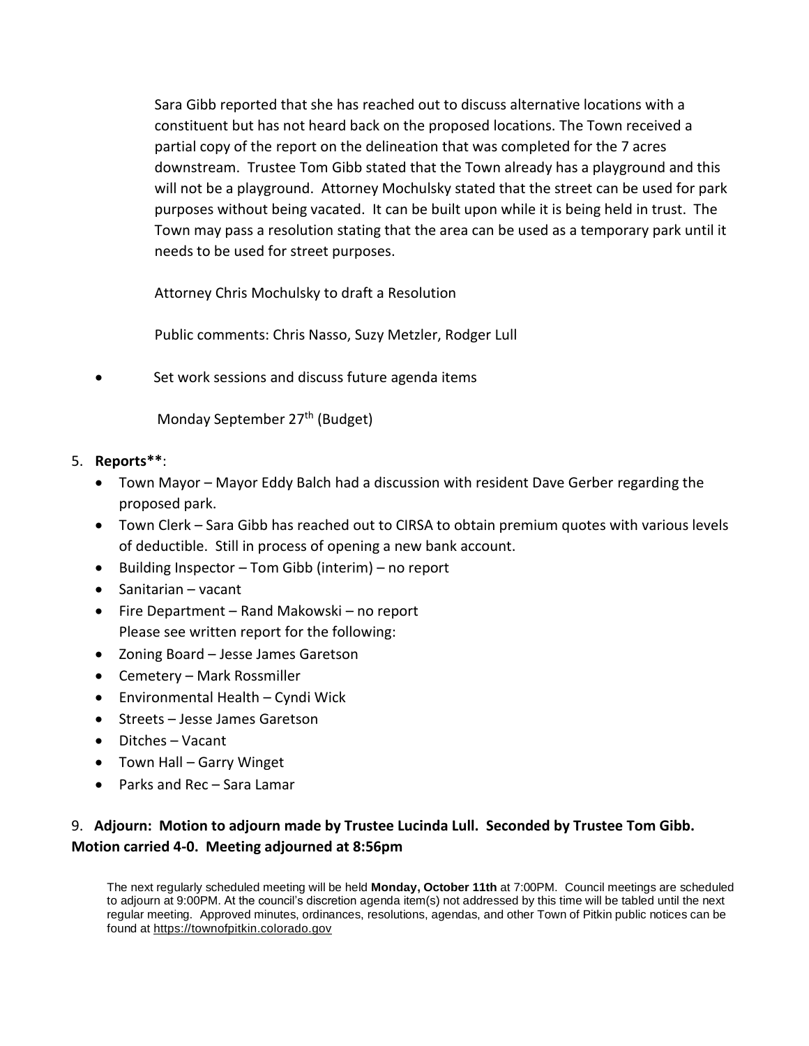Sara Gibb reported that she has reached out to discuss alternative locations with a constituent but has not heard back on the proposed locations. The Town received a partial copy of the report on the delineation that was completed for the 7 acres downstream. Trustee Tom Gibb stated that the Town already has a playground and this will not be a playground. Attorney Mochulsky stated that the street can be used for park purposes without being vacated. It can be built upon while it is being held in trust. The Town may pass a resolution stating that the area can be used as a temporary park until it needs to be used for street purposes.

Attorney Chris Mochulsky to draft a Resolution

Public comments: Chris Nasso, Suzy Metzler, Rodger Lull

- Set work sessions and discuss future agenda items

  Monday September 27th (Budget)

5. **Reports****:
   - Town Mayor – Mayor Eddy Balch had a discussion with resident Dave Gerber regarding the proposed park.
   - Town Clerk – Sara Gibb has reached out to CIRSA to obtain premium quotes with various levels of deductible. Still in process of opening a new bank account.
   - Building Inspector – Tom Gibb (interim) – no report
   - Sanitarian – vacant
   - Fire Department – Rand Makowski – no report

     Please see written report for the following:
   - Zoning Board – Jesse James Garetson
   - Cemetery – Mark Rossmiller
   - Environmental Health – Cyndi Wick
   - Streets – Jesse James Garetson
   - Ditches – Vacant
   - Town Hall – Garry Winget
   - Parks and Rec – Sara Lamar

9. **Adjourn: Motion to adjourn made by Trustee Lucinda Lull. Seconded by Trustee Tom Gibb. Motion carried 4-0. Meeting adjourned at 8:56pm**

The next regularly scheduled meeting will be held **Monday, October 11th** at 7:00PM. Council meetings are scheduled to adjourn at 9:00PM. At the council's discretion agenda item(s) not addressed by this time will be tabled until the next regular meeting. Approved minutes, ordinances, resolutions, agendas, and other Town of Pitkin public notices can be found at https://townofpitkin.colorado.gov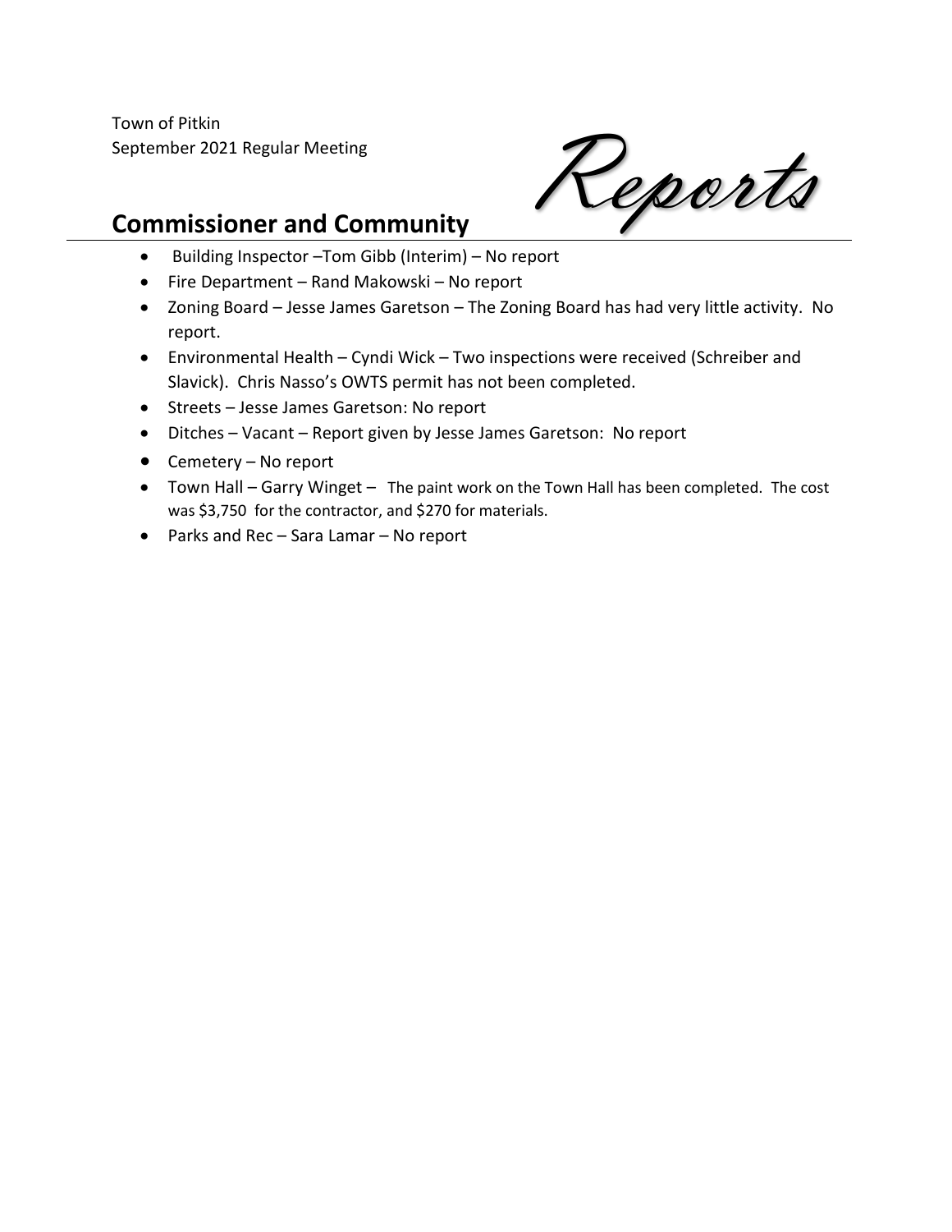Town of Pitkin
September 2021 Regular Meeting

*Reports*

## Commissioner and Community

- Building Inspector –Tom Gibb (Interim) – No report
- Fire Department – Rand Makowski – No report
- Zoning Board – Jesse James Garetson – The Zoning Board has had very little activity. No report.
- Environmental Health – Cyndi Wick – Two inspections were received (Schreiber and Slavick). Chris Nasso's OWTS permit has not been completed.
- Streets – Jesse James Garetson: No report
- Ditches – Vacant – Report given by Jesse James Garetson: No report
- Cemetery – No report
- Town Hall – Garry Winget – The paint work on the Town Hall has been completed. The cost was $3,750 for the contractor, and $270 for materials.
- Parks and Rec – Sara Lamar – No report